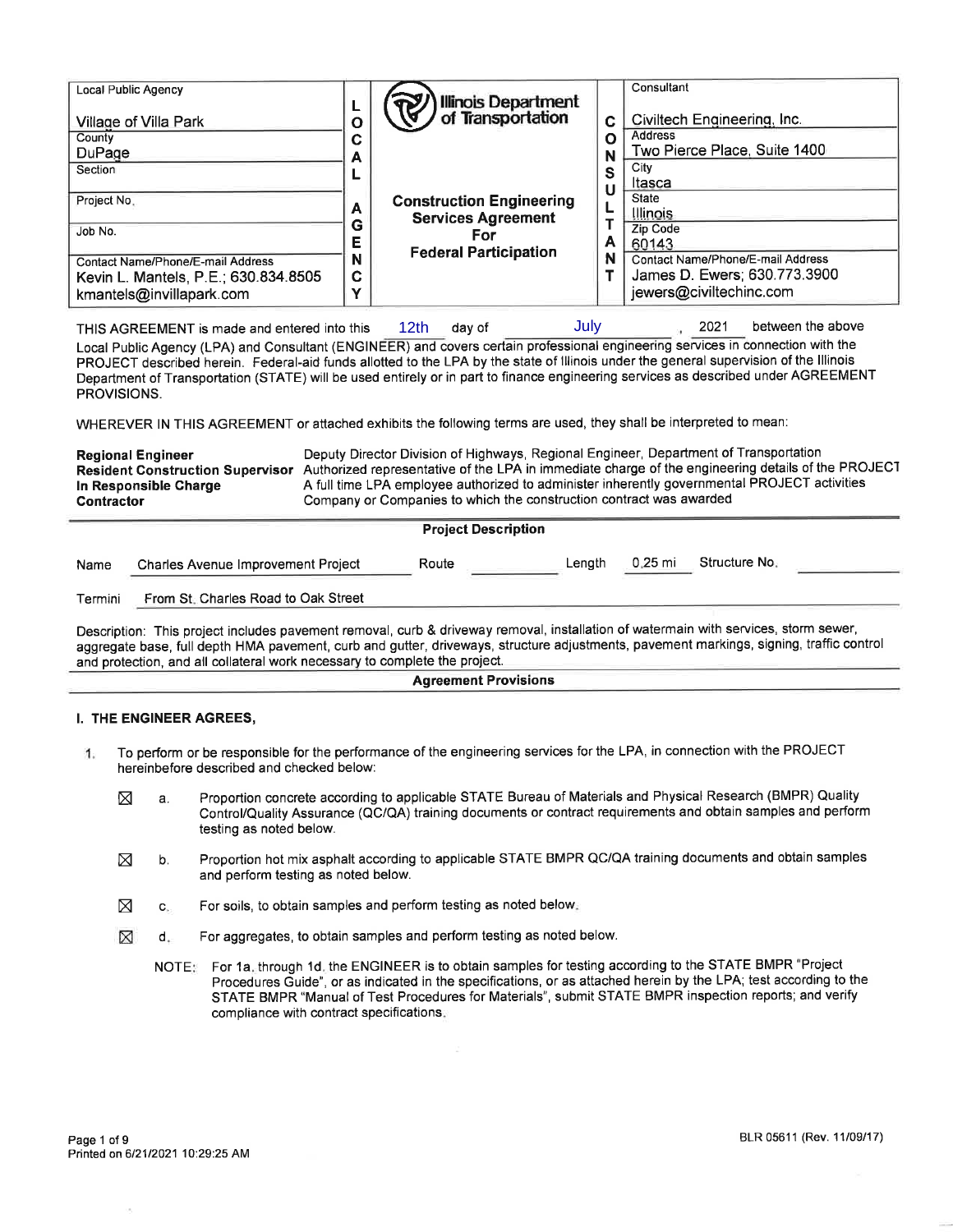| Local Public Agency | | Illinois Department of Transportation | | Consultant |
|---|---|---|---|---|
| Village of Villa Park | L O C A L | | C O N S U L T A N T | Civiltech Engineering, Inc. |
| County: DuPage | | | | Address: Two Pierce Place, Suite 1400 |
| Section: | | | | City: Itasca |
| Project No.: | A G E N C Y | **Construction Engineering Services Agreement For Federal Participation** | | State: Illinois |
| Job No.: | | | | Zip Code: 60143 |
| Contact Name/Phone/E-mail Address: Kevin L. Mantels, P.E.; 630.834.8505 kmantels@invillapark.com | | | | Contact Name/Phone/E-mail Address: James D. Ewers; 630.773.3900 jewers@civiltechinc.com |

THIS AGREEMENT is made and entered into this 12th day of July, 2021 between the above Local Public Agency (LPA) and Consultant (ENGINEER) and covers certain professional engineering services in connection with the PROJECT described herein. Federal-aid funds allotted to the LPA by the state of Illinois under the general supervision of the Illinois Department of Transportation (STATE) will be used entirely or in part to finance engineering services as described under AGREEMENT PROVISIONS.

WHEREVER IN THIS AGREEMENT or attached exhibits the following terms are used, they shall be interpreted to mean:

**Regional Engineer** Deputy Director Division of Highways, Regional Engineer, Department of Transportation
**Resident Construction Supervisor** Authorized representative of the LPA in immediate charge of the engineering details of the PROJECT
**In Responsible Charge** A full time LPA employee authorized to administer inherently governmental PROJECT activities
**Contractor** Company or Companies to which the construction contract was awarded

## Project Description

Name: Charles Avenue Improvement Project Route: Length: 0.25 mi Structure No.:

Termini: From St. Charles Road to Oak Street

Description: This project includes pavement removal, curb & driveway removal, installation of watermain with services, storm sewer, aggregate base, full depth HMA pavement, curb and gutter, driveways, structure adjustments, pavement markings, signing, traffic control and protection, and all collateral work necessary to complete the project.

## Agreement Provisions

### I. THE ENGINEER AGREES,

1. To perform or be responsible for the performance of the engineering services for the LPA, in connection with the PROJECT hereinbefore described and checked below:

   ☒ a. Proportion concrete according to applicable STATE Bureau of Materials and Physical Research (BMPR) Quality Control/Quality Assurance (QC/QA) training documents or contract requirements and obtain samples and perform testing as noted below.

   ☒ b. Proportion hot mix asphalt according to applicable STATE BMPR QC/QA training documents and obtain samples and perform testing as noted below.

   ☒ c. For soils, to obtain samples and perform testing as noted below.

   ☒ d. For aggregates, to obtain samples and perform testing as noted below.

   NOTE: For 1a. through 1d. the ENGINEER is to obtain samples for testing according to the STATE BMPR "Project Procedures Guide", or as indicated in the specifications, or as attached herein by the LPA; test according to the STATE BMPR "Manual of Test Procedures for Materials", submit STATE BMPR inspection reports; and verify compliance with contract specifications.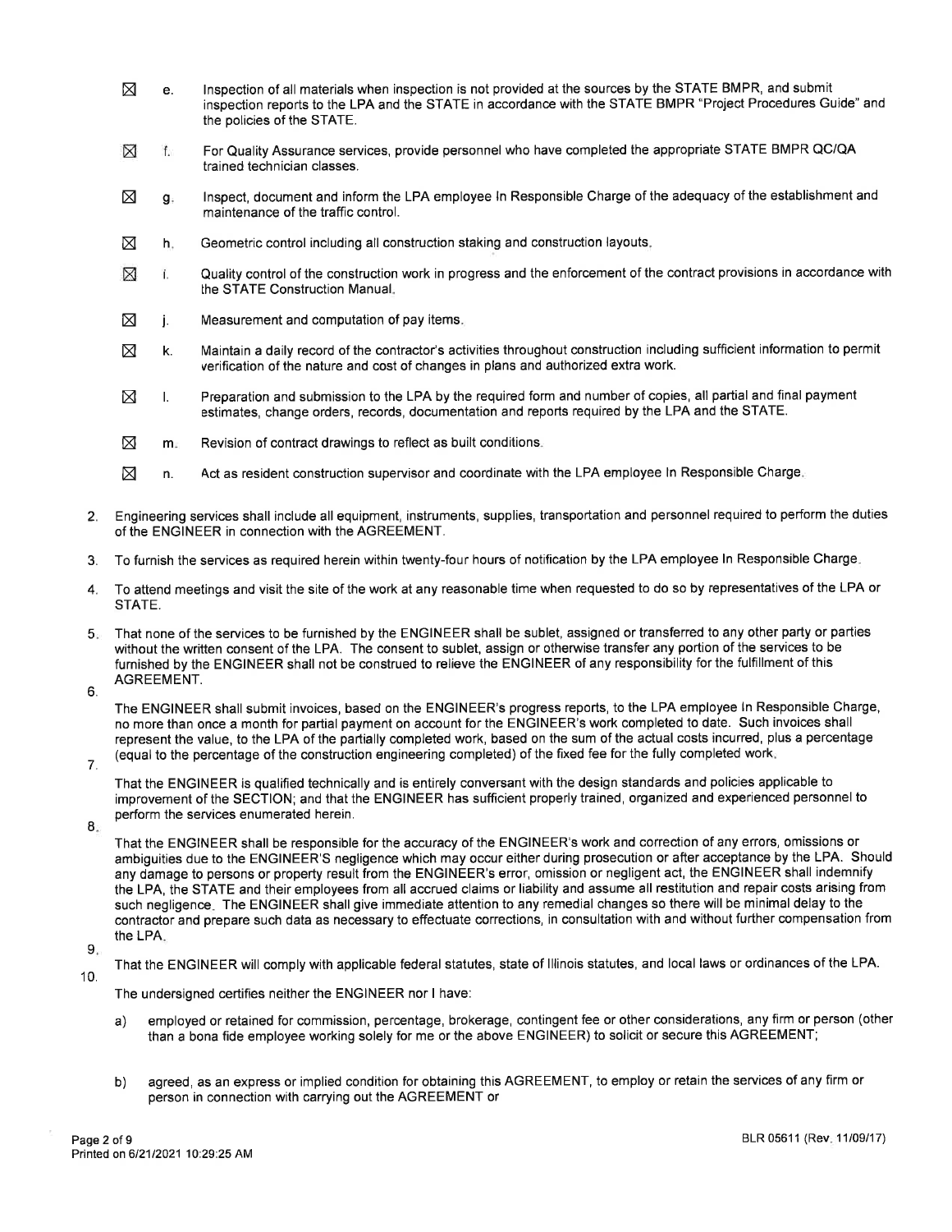- ☒ e. Inspection of all materials when inspection is not provided at the sources by the STATE BMPR, and submit inspection reports to the LPA and the STATE in accordance with the STATE BMPR "Project Procedures Guide" and the policies of the STATE.
- ☒ f. For Quality Assurance services, provide personnel who have completed the appropriate STATE BMPR QC/QA trained technician classes.
- ☒ g. Inspect, document and inform the LPA employee In Responsible Charge of the adequacy of the establishment and maintenance of the traffic control.
- ☒ h. Geometric control including all construction staking and construction layouts.
- ☒ i. Quality control of the construction work in progress and the enforcement of the contract provisions in accordance with the STATE Construction Manual.
- ☒ j. Measurement and computation of pay items.
- ☒ k. Maintain a daily record of the contractor's activities throughout construction including sufficient information to permit verification of the nature and cost of changes in plans and authorized extra work.
- ☒ l. Preparation and submission to the LPA by the required form and number of copies, all partial and final payment estimates, change orders, records, documentation and reports required by the LPA and the STATE.
- ☒ m. Revision of contract drawings to reflect as built conditions.
- ☒ n. Act as resident construction supervisor and coordinate with the LPA employee In Responsible Charge.

2. Engineering services shall include all equipment, instruments, supplies, transportation and personnel required to perform the duties of the ENGINEER in connection with the AGREEMENT.
3. To furnish the services as required herein within twenty-four hours of notification by the LPA employee In Responsible Charge.
4. To attend meetings and visit the site of the work at any reasonable time when requested to do so by representatives of the LPA or STATE.
5. That none of the services to be furnished by the ENGINEER shall be sublet, assigned or transferred to any other party or parties without the written consent of the LPA. The consent to sublet, assign or otherwise transfer any portion of the services to be furnished by the ENGINEER shall not be construed to relieve the ENGINEER of any responsibility for the fulfillment of this AGREEMENT.
6. The ENGINEER shall submit invoices, based on the ENGINEER's progress reports, to the LPA employee In Responsible Charge, no more than once a month for partial payment on account for the ENGINEER's work completed to date. Such invoices shall represent the value, to the LPA of the partially completed work, based on the sum of the actual costs incurred, plus a percentage (equal to the percentage of the construction engineering completed) of the fixed fee for the fully completed work.
7. That the ENGINEER is qualified technically and is entirely conversant with the design standards and policies applicable to improvement of the SECTION; and that the ENGINEER has sufficient properly trained, organized and experienced personnel to perform the services enumerated herein.
8. That the ENGINEER shall be responsible for the accuracy of the ENGINEER's work and correction of any errors, omissions or ambiguities due to the ENGINEER'S negligence which may occur either during prosecution or after acceptance by the LPA. Should any damage to persons or property result from the ENGINEER's error, omission or negligent act, the ENGINEER shall indemnify the LPA, the STATE and their employees from all accrued claims or liability and assume all restitution and repair costs arising from such negligence. The ENGINEER shall give immediate attention to any remedial changes so there will be minimal delay to the contractor and prepare such data as necessary to effectuate corrections, in consultation with and without further compensation from the LPA.
9. That the ENGINEER will comply with applicable federal statutes, state of Illinois statutes, and local laws or ordinances of the LPA.
10. The undersigned certifies neither the ENGINEER nor I have:
    - a) employed or retained for commission, percentage, brokerage, contingent fee or other considerations, any firm or person (other than a bona fide employee working solely for me or the above ENGINEER) to solicit or secure this AGREEMENT;
    - b) agreed, as an express or implied condition for obtaining this AGREEMENT, to employ or retain the services of any firm or person in connection with carrying out the AGREEMENT or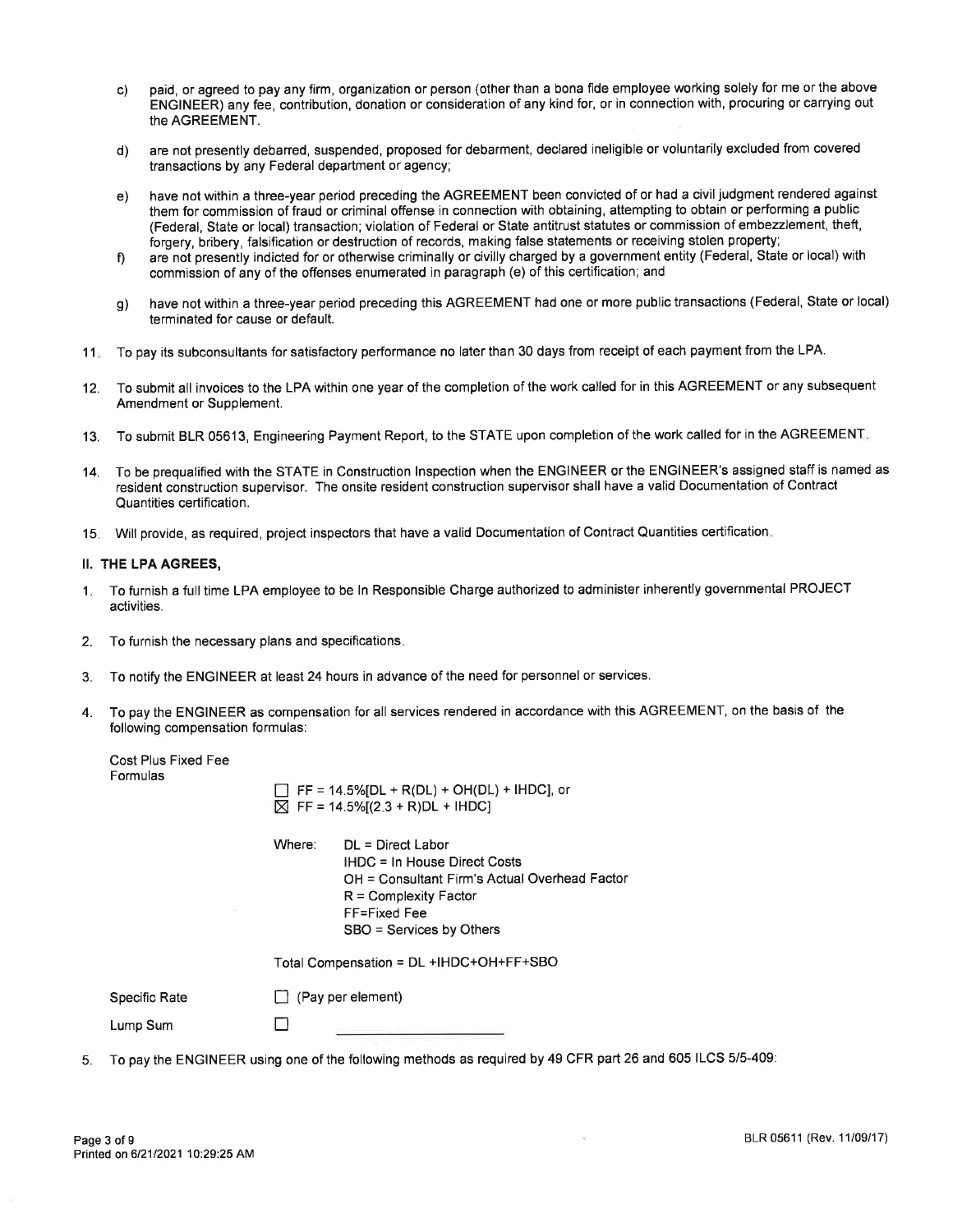c) paid, or agreed to pay any firm, organization or person (other than a bona fide employee working solely for me or the above ENGINEER) any fee, contribution, donation or consideration of any kind for, or in connection with, procuring or carrying out the AGREEMENT.

d) are not presently debarred, suspended, proposed for debarment, declared ineligible or voluntarily excluded from covered transactions by any Federal department or agency;

e) have not within a three-year period preceding the AGREEMENT been convicted of or had a civil judgment rendered against them for commission of fraud or criminal offense in connection with obtaining, attempting to obtain or performing a public (Federal, State or local) transaction; violation of Federal or State antitrust statutes or commission of embezzlement, theft, forgery, bribery, falsification or destruction of records, making false statements or receiving stolen property;

f) are not presently indicted for or otherwise criminally or civilly charged by a government entity (Federal, State or local) with commission of any of the offenses enumerated in paragraph (e) of this certification; and

g) have not within a three-year period preceding this AGREEMENT had one or more public transactions (Federal, State or local) terminated for cause or default.

11. To pay its subconsultants for satisfactory performance no later than 30 days from receipt of each payment from the LPA.

12. To submit all invoices to the LPA within one year of the completion of the work called for in this AGREEMENT or any subsequent Amendment or Supplement.

13. To submit BLR 05613, Engineering Payment Report, to the STATE upon completion of the work called for in the AGREEMENT.

14. To be prequalified with the STATE in Construction Inspection when the ENGINEER or the ENGINEER's assigned staff is named as resident construction supervisor. The onsite resident construction supervisor shall have a valid Documentation of Contract Quantities certification.

15. Will provide, as required, project inspectors that have a valid Documentation of Contract Quantities certification.

## II. THE LPA AGREES,

1. To furnish a full time LPA employee to be In Responsible Charge authorized to administer inherently governmental PROJECT activities.

2. To furnish the necessary plans and specifications.

3. To notify the ENGINEER at least 24 hours in advance of the need for personnel or services.

4. To pay the ENGINEER as compensation for all services rendered in accordance with this AGREEMENT, on the basis of the following compensation formulas:

Cost Plus Fixed Fee Formulas

☐ FF = 14.5%[DL + R(DL) + OH(DL) + IHDC], or
☒ FF = 14.5%[(2.3 + R)DL + IHDC]

Where:
- DL = Direct Labor
- IHDC = In House Direct Costs
- OH = Consultant Firm's Actual Overhead Factor
- R = Complexity Factor
- FF=Fixed Fee
- SBO = Services by Others

Total Compensation = DL +IHDC+OH+FF+SBO

Specific Rate ☐ (Pay per element)

Lump Sum ☐ \_\_\_\_\_\_\_\_\_\_\_\_\_\_\_\_

5. To pay the ENGINEER using one of the following methods as required by 49 CFR part 26 and 605 ILCS 5/5-409: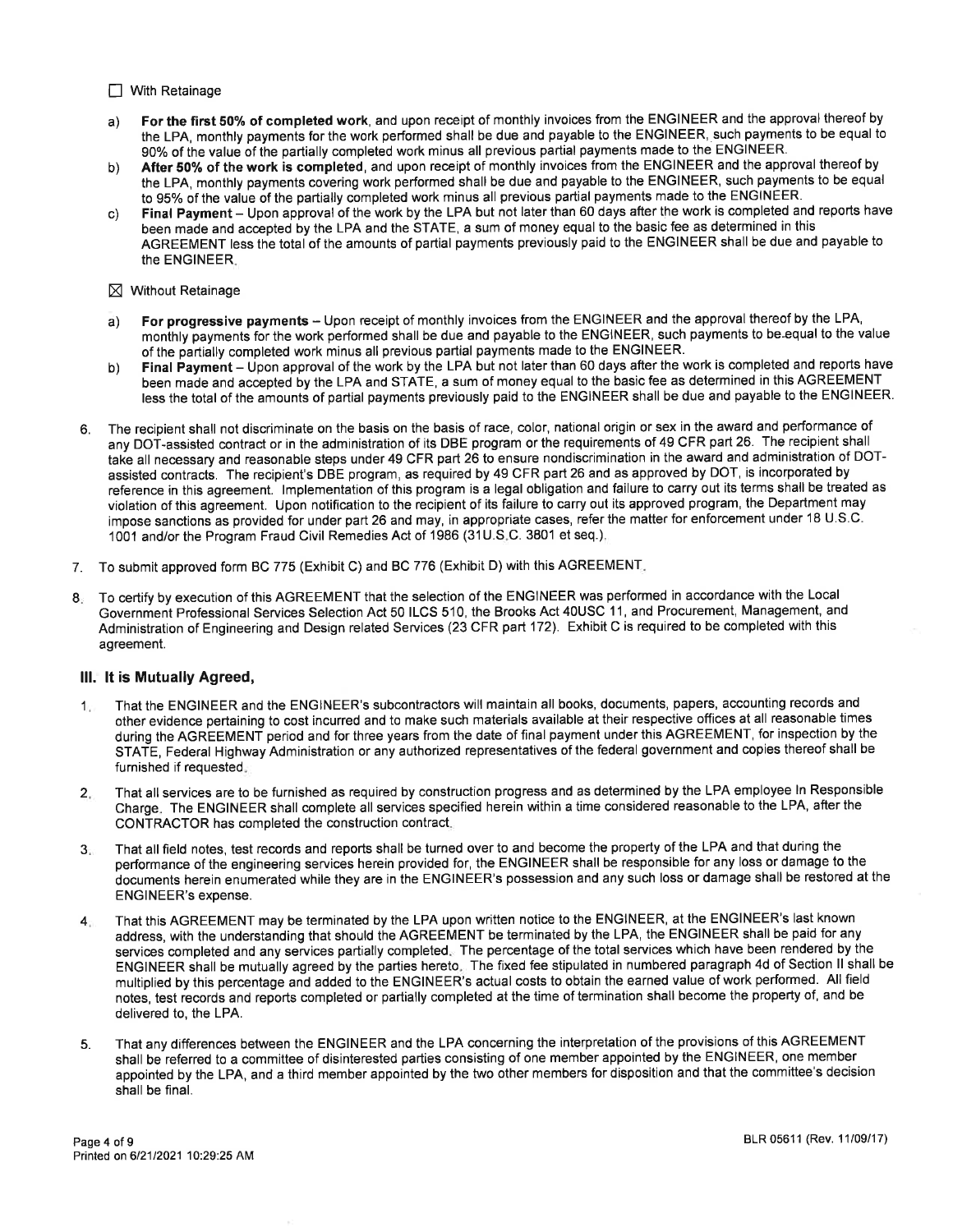☐ With Retainage

a) **For the first 50% of completed work**, and upon receipt of monthly invoices from the ENGINEER and the approval thereof by the LPA, monthly payments for the work performed shall be due and payable to the ENGINEER, such payments to be equal to 90% of the value of the partially completed work minus all previous partial payments made to the ENGINEER.
b) **After 50% of the work is completed**, and upon receipt of monthly invoices from the ENGINEER and the approval thereof by the LPA, monthly payments covering work performed shall be due and payable to the ENGINEER, such payments to be equal to 95% of the value of the partially completed work minus all previous partial payments made to the ENGINEER.
c) **Final Payment** – Upon approval of the work by the LPA but not later than 60 days after the work is completed and reports have been made and accepted by the LPA and the STATE, a sum of money equal to the basic fee as determined in this AGREEMENT less the total of the amounts of partial payments previously paid to the ENGINEER shall be due and payable to the ENGINEER.

☒ Without Retainage

a) **For progressive payments** – Upon receipt of monthly invoices from the ENGINEER and the approval thereof by the LPA, monthly payments for the work performed shall be due and payable to the ENGINEER, such payments to be equal to the value of the partially completed work minus all previous partial payments made to the ENGINEER.
b) **Final Payment** – Upon approval of the work by the LPA but not later than 60 days after the work is completed and reports have been made and accepted by the LPA and STATE, a sum of money equal to the basic fee as determined in this AGREEMENT less the total of the amounts of partial payments previously paid to the ENGINEER shall be due and payable to the ENGINEER.

6. The recipient shall not discriminate on the basis on the basis of race, color, national origin or sex in the award and performance of any DOT-assisted contract or in the administration of its DBE program or the requirements of 49 CFR part 26. The recipient shall take all necessary and reasonable steps under 49 CFR part 26 to ensure nondiscrimination in the award and administration of DOT-assisted contracts. The recipient's DBE program, as required by 49 CFR part 26 and as approved by DOT, is incorporated by reference in this agreement. Implementation of this program is a legal obligation and failure to carry out its terms shall be treated as violation of this agreement. Upon notification to the recipient of its failure to carry out its approved program, the Department may impose sanctions as provided for under part 26 and may, in appropriate cases, refer the matter for enforcement under 18 U.S.C. 1001 and/or the Program Fraud Civil Remedies Act of 1986 (31U.S.C. 3801 et seq.).

7. To submit approved form BC 775 (Exhibit C) and BC 776 (Exhibit D) with this AGREEMENT.

8. To certify by execution of this AGREEMENT that the selection of the ENGINEER was performed in accordance with the Local Government Professional Services Selection Act 50 ILCS 510, the Brooks Act 40USC 11, and Procurement, Management, and Administration of Engineering and Design related Services (23 CFR part 172). Exhibit C is required to be completed with this agreement.

## III. It is Mutually Agreed,

1. That the ENGINEER and the ENGINEER's subcontractors will maintain all books, documents, papers, accounting records and other evidence pertaining to cost incurred and to make such materials available at their respective offices at all reasonable times during the AGREEMENT period and for three years from the date of final payment under this AGREEMENT, for inspection by the STATE, Federal Highway Administration or any authorized representatives of the federal government and copies thereof shall be furnished if requested.

2. That all services are to be furnished as required by construction progress and as determined by the LPA employee In Responsible Charge. The ENGINEER shall complete all services specified herein within a time considered reasonable to the LPA, after the CONTRACTOR has completed the construction contract.

3. That all field notes, test records and reports shall be turned over to and become the property of the LPA and that during the performance of the engineering services herein provided for, the ENGINEER shall be responsible for any loss or damage to the documents herein enumerated while they are in the ENGINEER's possession and any such loss or damage shall be restored at the ENGINEER's expense.

4. That this AGREEMENT may be terminated by the LPA upon written notice to the ENGINEER, at the ENGINEER's last known address, with the understanding that should the AGREEMENT be terminated by the LPA, the ENGINEER shall be paid for any services completed and any services partially completed. The percentage of the total services which have been rendered by the ENGINEER shall be mutually agreed by the parties hereto. The fixed fee stipulated in numbered paragraph 4d of Section II shall be multiplied by this percentage and added to the ENGINEER's actual costs to obtain the earned value of work performed. All field notes, test records and reports completed or partially completed at the time of termination shall become the property of, and be delivered to, the LPA.

5. That any differences between the ENGINEER and the LPA concerning the interpretation of the provisions of this AGREEMENT shall be referred to a committee of disinterested parties consisting of one member appointed by the ENGINEER, one member appointed by the LPA, and a third member appointed by the two other members for disposition and that the committee's decision shall be final.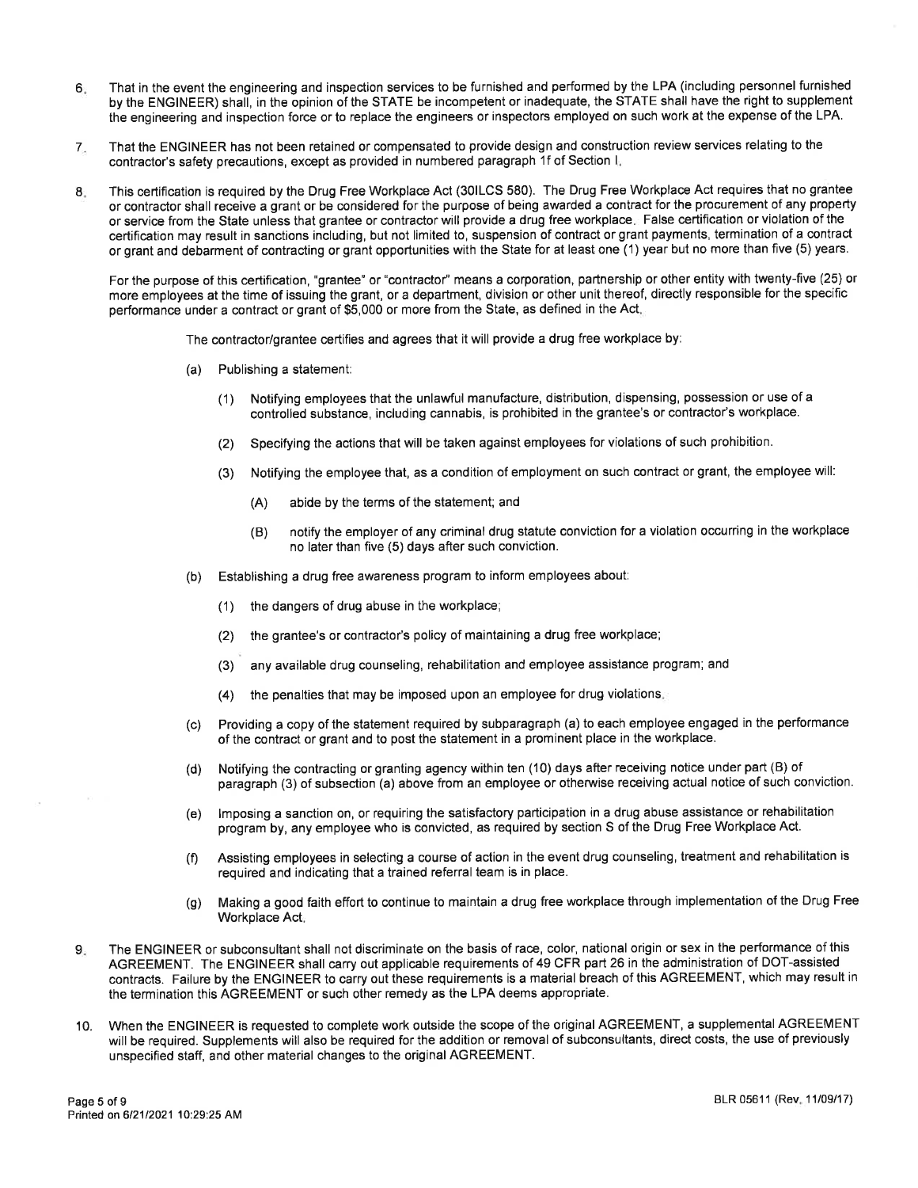6. That in the event the engineering and inspection services to be furnished and performed by the LPA (including personnel furnished by the ENGINEER) shall, in the opinion of the STATE be incompetent or inadequate, the STATE shall have the right to supplement the engineering and inspection force or to replace the engineers or inspectors employed on such work at the expense of the LPA.

7. That the ENGINEER has not been retained or compensated to provide design and construction review services relating to the contractor's safety precautions, except as provided in numbered paragraph 1f of Section I.

8. This certification is required by the Drug Free Workplace Act (30ILCS 580). The Drug Free Workplace Act requires that no grantee or contractor shall receive a grant or be considered for the purpose of being awarded a contract for the procurement of any property or service from the State unless that grantee or contractor will provide a drug free workplace. False certification or violation of the certification may result in sanctions including, but not limited to, suspension of contract or grant payments, termination of a contract or grant and debarment of contracting or grant opportunities with the State for at least one (1) year but no more than five (5) years.

   For the purpose of this certification, "grantee" or "contractor" means a corporation, partnership or other entity with twenty-five (25) or more employees at the time of issuing the grant, or a department, division or other unit thereof, directly responsible for the specific performance under a contract or grant of $5,000 or more from the State, as defined in the Act.

   The contractor/grantee certifies and agrees that it will provide a drug free workplace by:

   (a) Publishing a statement:

      (1) Notifying employees that the unlawful manufacture, distribution, dispensing, possession or use of a controlled substance, including cannabis, is prohibited in the grantee's or contractor's workplace.

      (2) Specifying the actions that will be taken against employees for violations of such prohibition.

      (3) Notifying the employee that, as a condition of employment on such contract or grant, the employee will:

         (A) abide by the terms of the statement; and

         (B) notify the employer of any criminal drug statute conviction for a violation occurring in the workplace no later than five (5) days after such conviction.

   (b) Establishing a drug free awareness program to inform employees about:

      (1) the dangers of drug abuse in the workplace;

      (2) the grantee's or contractor's policy of maintaining a drug free workplace;

      (3) any available drug counseling, rehabilitation and employee assistance program; and

      (4) the penalties that may be imposed upon an employee for drug violations.

   (c) Providing a copy of the statement required by subparagraph (a) to each employee engaged in the performance of the contract or grant and to post the statement in a prominent place in the workplace.

   (d) Notifying the contracting or granting agency within ten (10) days after receiving notice under part (B) of paragraph (3) of subsection (a) above from an employee or otherwise receiving actual notice of such conviction.

   (e) Imposing a sanction on, or requiring the satisfactory participation in a drug abuse assistance or rehabilitation program by, any employee who is convicted, as required by section S of the Drug Free Workplace Act.

   (f) Assisting employees in selecting a course of action in the event drug counseling, treatment and rehabilitation is required and indicating that a trained referral team is in place.

   (g) Making a good faith effort to continue to maintain a drug free workplace through implementation of the Drug Free Workplace Act.

9. The ENGINEER or subconsultant shall not discriminate on the basis of race, color, national origin or sex in the performance of this AGREEMENT. The ENGINEER shall carry out applicable requirements of 49 CFR part 26 in the administration of DOT-assisted contracts. Failure by the ENGINEER to carry out these requirements is a material breach of this AGREEMENT, which may result in the termination this AGREEMENT or such other remedy as the LPA deems appropriate.

10. When the ENGINEER is requested to complete work outside the scope of the original AGREEMENT, a supplemental AGREEMENT will be required. Supplements will also be required for the addition or removal of subconsultants, direct costs, the use of previously unspecified staff, and other material changes to the original AGREEMENT.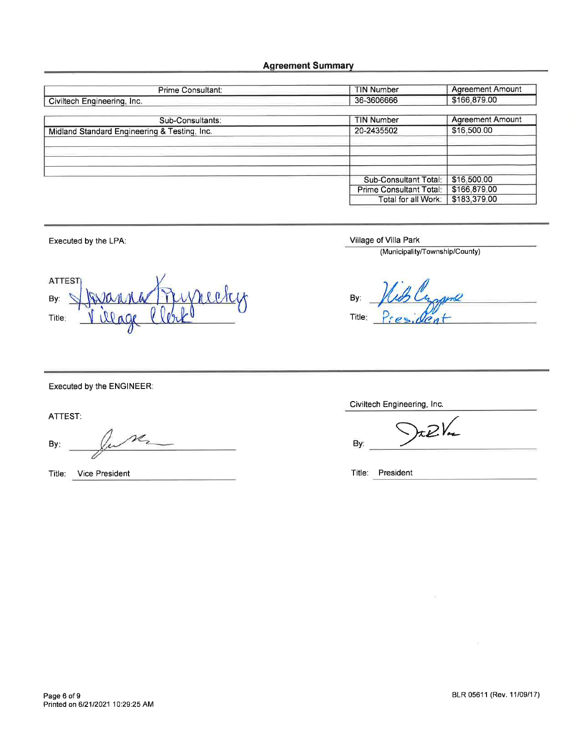## Agreement Summary

| Prime Consultant: | TIN Number | Agreement Amount |
| --- | --- | --- |
| Civiltech Engineering, Inc. | 36-3606666 | $166,879.00 |

| Sub-Consultants: | TIN Number | Agreement Amount |
| --- | --- | --- |
| Midland Standard Engineering & Testing, Inc. | 20-2435502 | $16,500.00 |
| | | |
| | | |
| | | |
| | | |
| | Sub-Consultant Total: | $16,500.00 |
| | Prime Consultant Total: | $166,879.00 |
| | Total for all Work: | $183,379.00 |

Executed by the LPA:

Village of Villa Park
(Municipality/Township/County)

ATTEST:
By: Joanna Tryznecky
Title: Village Clerk

By: Nick Cuzzone
Title: President

Executed by the ENGINEER:

ATTEST:
By:
Title: Vice President

Civiltech Engineering, Inc.
By:
Title: President

Page 6 of 9
Printed on 6/21/2021 10:29:25 AM

BLR 05611 (Rev. 11/09/17)